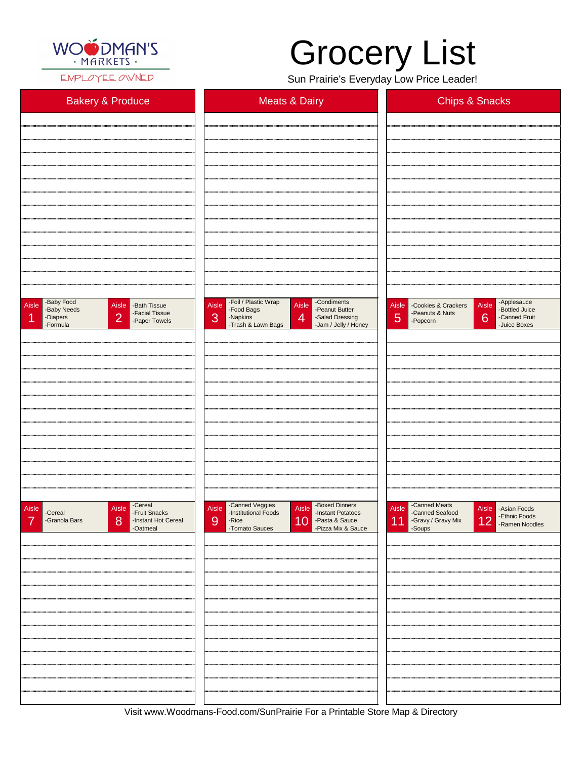WOODMAN'S · MARKETS ·
EMPLOYEE OWNED

# Grocery List

Sun Prairie's Everyday Low Price Leader!

| Bakery & Produce | Meats & Dairy | Chips & Snacks |
|---|---|---|

| Aisle | Items |
|---|---|
| 1 | -Baby Food<br>-Baby Needs<br>-Diapers<br>-Formula |
| 2 | -Bath Tissue<br>-Facial Tissue<br>-Paper Towels |
| 3 | -Foil / Plastic Wrap<br>-Food Bags<br>-Napkins<br>-Trash & Lawn Bags |
| 4 | -Condiments<br>-Peanut Butter<br>-Salad Dressing<br>-Jam / Jelly / Honey |
| 5 | -Cookies & Crackers<br>-Peanuts & Nuts<br>-Popcorn |
| 6 | -Applesauce<br>-Bottled Juice<br>-Canned Fruit<br>-Juice Boxes |
| 7 | -Cereal<br>-Granola Bars |
| 8 | -Cereal<br>-Fruit Snacks<br>-Instant Hot Cereal<br>-Oatmeal |
| 9 | -Canned Veggies<br>-Institutional Foods<br>-Rice<br>-Tomato Sauces |
| 10 | -Boxed Dinners<br>-Instant Potatoes<br>-Pasta & Sauce<br>-Pizza Mix & Sauce |
| 11 | -Canned Meats<br>-Canned Seafood<br>-Gravy / Gravy Mix<br>-Soups |
| 12 | -Asian Foods<br>-Ethnic Foods<br>-Ramen Noodles |

Visit www.Woodmans-Food.com/SunPrairie For a Printable Store Map & Directory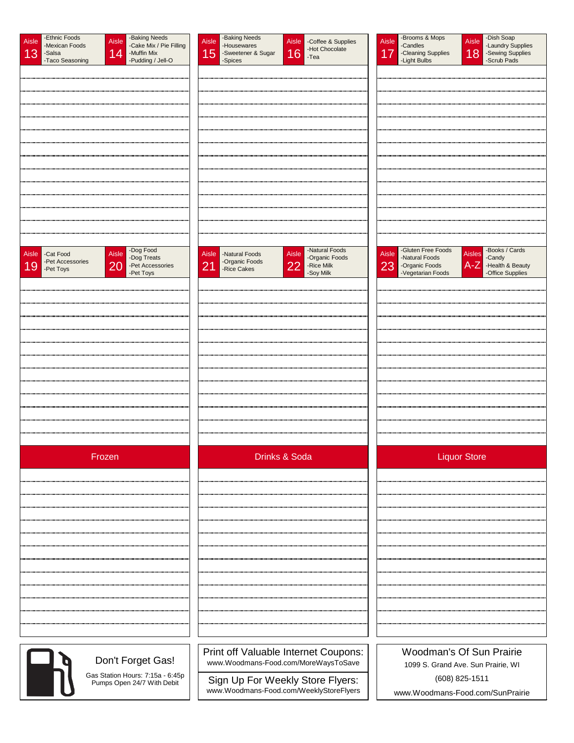**Aisle 13**
- Ethnic Foods
- Mexican Foods
- Salsa
- Taco Seasoning

**Aisle 14**
- Baking Needs
- Cake Mix / Pie Filling
- Muffin Mix
- Pudding / Jell-O

**Aisle 15**
- Baking Needs
- Housewares
- Sweetener & Sugar
- Spices

**Aisle 16**
- Coffee & Supplies
- Hot Chocolate
- Tea

**Aisle 17**
- Brooms & Mops
- Candles
- Cleaning Supplies
- Light Bulbs

**Aisle 18**
- Dish Soap
- Laundry Supplies
- Sewing Supplies
- Scrub Pads

**Aisle 19**
- Cat Food
- Pet Accessories
- Pet Toys

**Aisle 20**
- Dog Food
- Dog Treats
- Pet Accessories
- Pet Toys

**Aisle 21**
- Natural Foods
- Organic Foods
- Rice Cakes

**Aisle 22**
- Natural Foods
- Organic Foods
- Rice Milk
- Soy Milk

**Aisle 23**
- Gluten Free Foods
- Natural Foods
- Organic Foods
- Vegetarian Foods

**Aisles A-Z**
- Books / Cards
- Candy
- Health & Beauty
- Office Supplies

**Frozen**

**Drinks & Soda**

**Liquor Store**

Don't Forget Gas!

Gas Station Hours: 7:15a - 6:45p
Pumps Open 24/7 With Debit

Print off Valuable Internet Coupons:
www.Woodmans-Food.com/MoreWaysToSave

Sign Up For Weekly Store Flyers:
www.Woodmans-Food.com/WeeklyStoreFlyers

Woodman's Of Sun Prairie
1099 S. Grand Ave. Sun Prairie, WI
(608) 825-1511
www.Woodmans-Food.com/SunPrairie